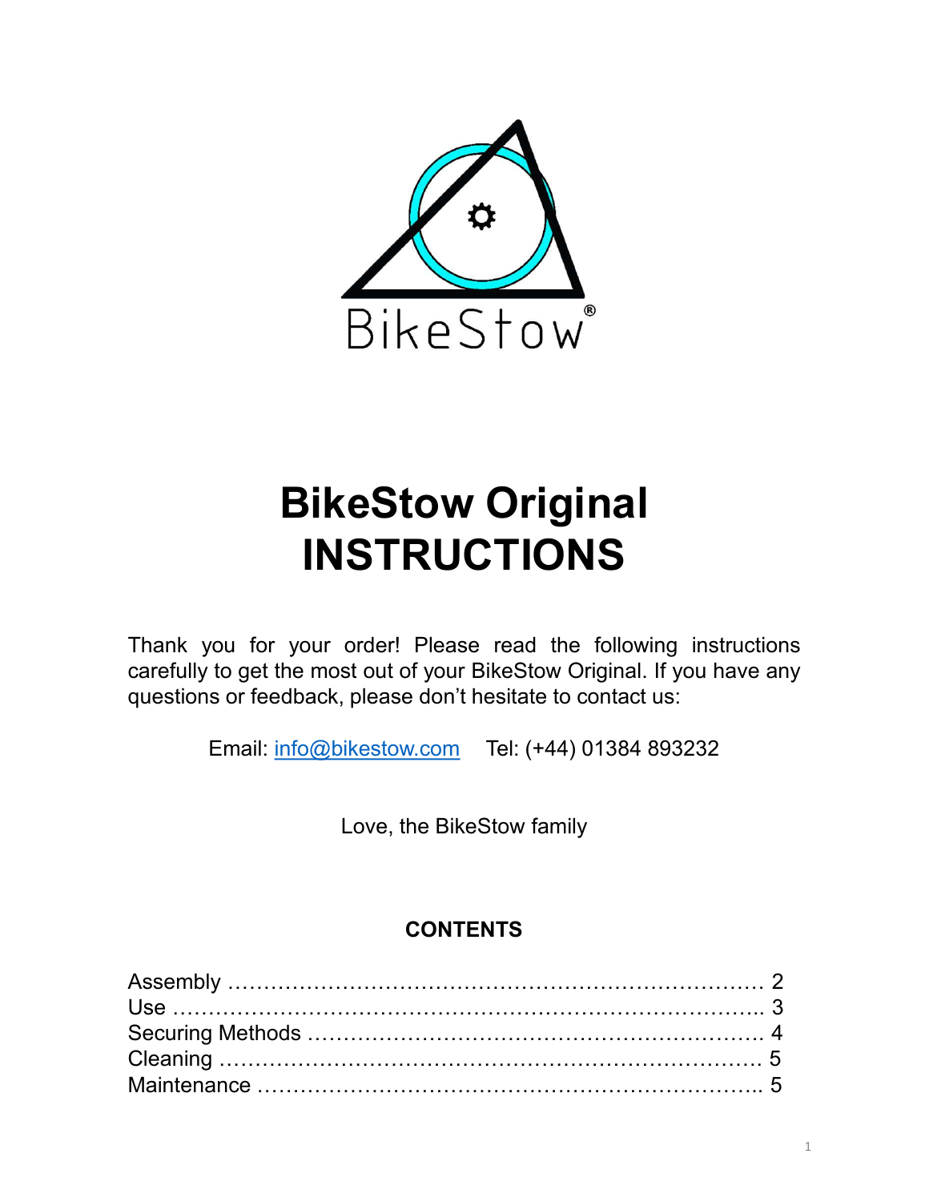BikeStow®

# BikeStow Original INSTRUCTIONS

Thank you for your order! Please read the following instructions carefully to get the most out of your BikeStow Original. If you have any questions or feedback, please don't hesitate to contact us:

Email: info@bikestow.com    Tel: (+44) 01384 893232

Love, the BikeStow family

## CONTENTS

Assembly ........................................................................ 2
Use ................................................................................ 3
Securing Methods ........................................................ 4
Cleaning ........................................................................ 5
Maintenance .................................................................. 5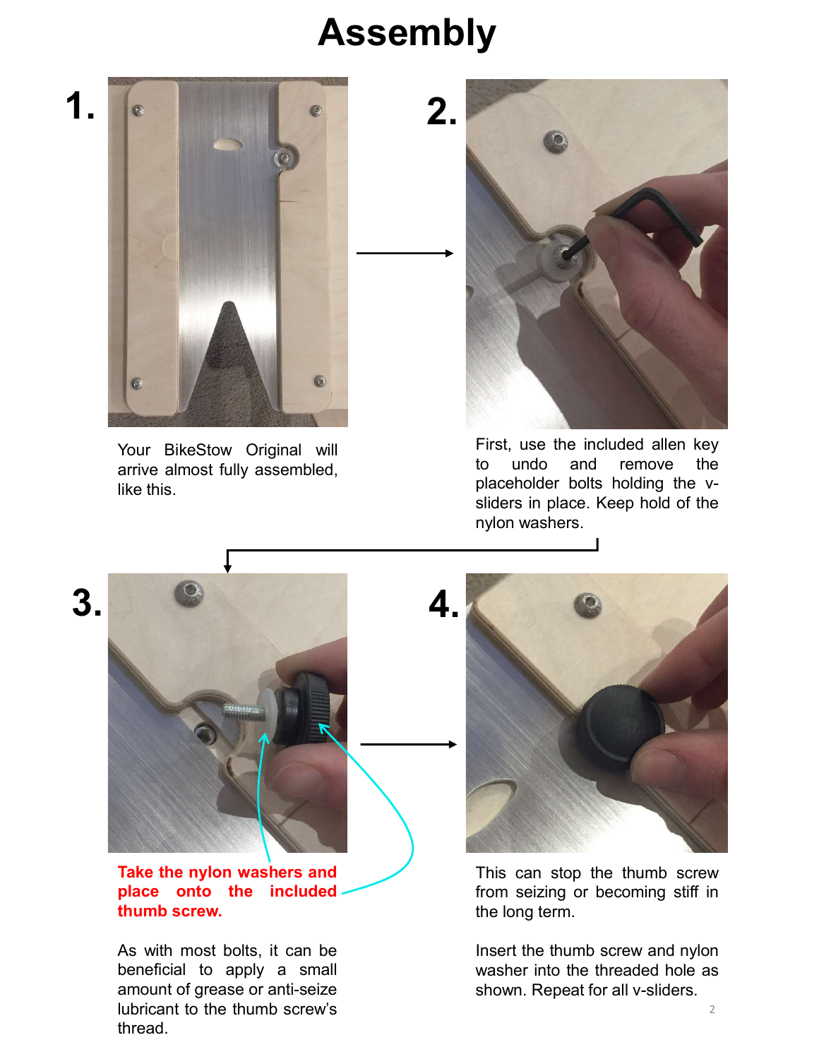# Assembly

**1.**

Your BikeStow Original will arrive almost fully assembled, like this.

**2.**

First, use the included allen key to undo and remove the placeholder bolts holding the v-sliders in place. Keep hold of the nylon washers.

**3.**

**Take the nylon washers and place onto the included thumb screw.**

As with most bolts, it can be beneficial to apply a small amount of grease or anti-seize lubricant to the thumb screw's thread.

**4.**

This can stop the thumb screw from seizing or becoming stiff in the long term.

Insert the thumb screw and nylon washer into the threaded hole as shown. Repeat for all v-sliders.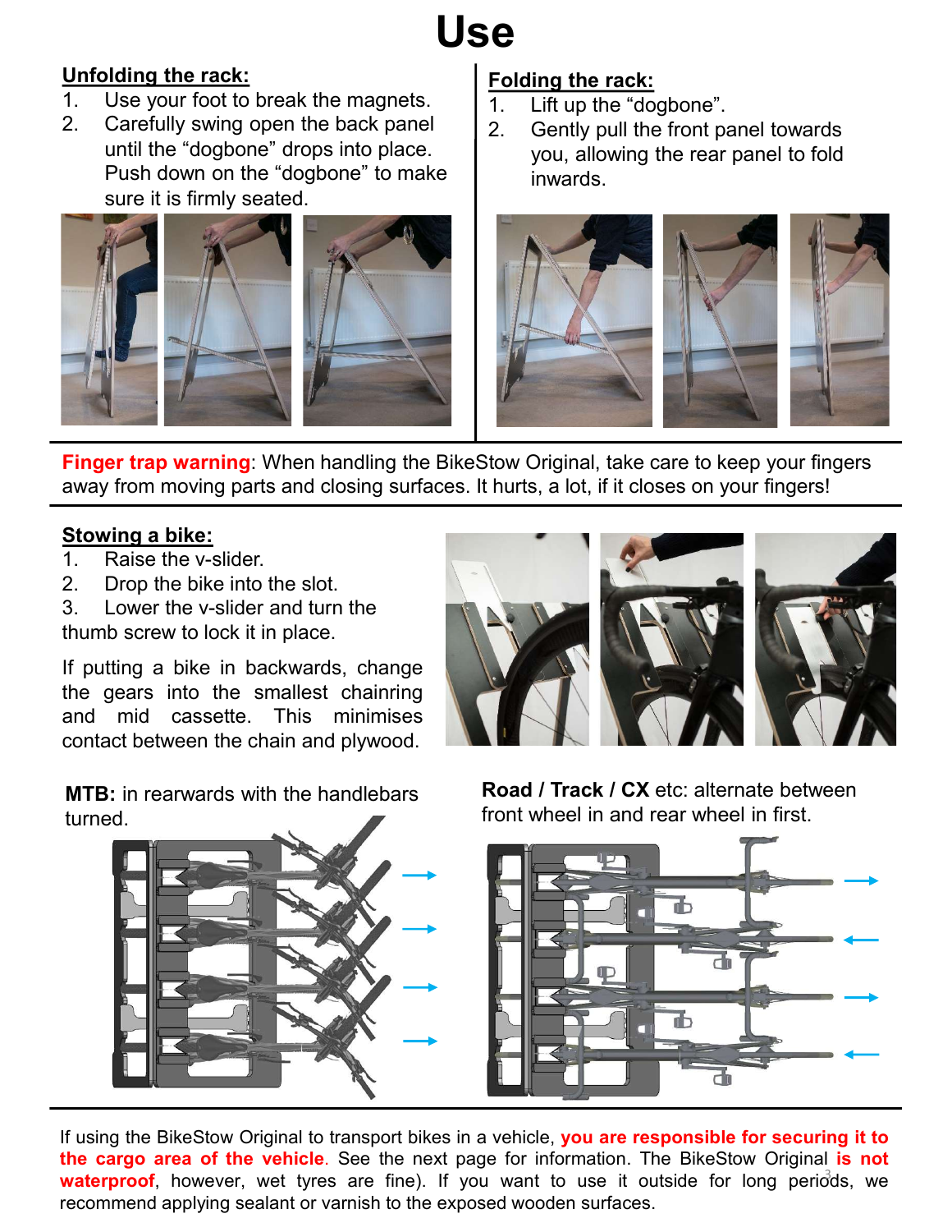# Use

## Unfolding the rack:

1. Use your foot to break the magnets.
2. Carefully swing open the back panel until the "dogbone" drops into place. Push down on the "dogbone" to make sure it is firmly seated.

## Folding the rack:

1. Lift up the "dogbone".
2. Gently pull the front panel towards you, allowing the rear panel to fold inwards.

**Finger trap warning**: When handling the BikeStow Original, take care to keep your fingers away from moving parts and closing surfaces. It hurts, a lot, if it closes on your fingers!

## Stowing a bike:

1. Raise the v-slider.
2. Drop the bike into the slot.
3. Lower the v-slider and turn the thumb screw to lock it in place.

If putting a bike in backwards, change the gears into the smallest chainring and mid cassette. This minimises contact between the chain and plywood.

**MTB:** in rearwards with the handlebars turned.

**Road / Track / CX** etc: alternate between front wheel in and rear wheel in first.

If using the BikeStow Original to transport bikes in a vehicle, **you are responsible for securing it to the cargo area of the vehicle**. See the next page for information. The BikeStow Original **is not waterproof**, however, wet tyres are fine). If you want to use it outside for long periods, we recommend applying sealant or varnish to the exposed wooden surfaces.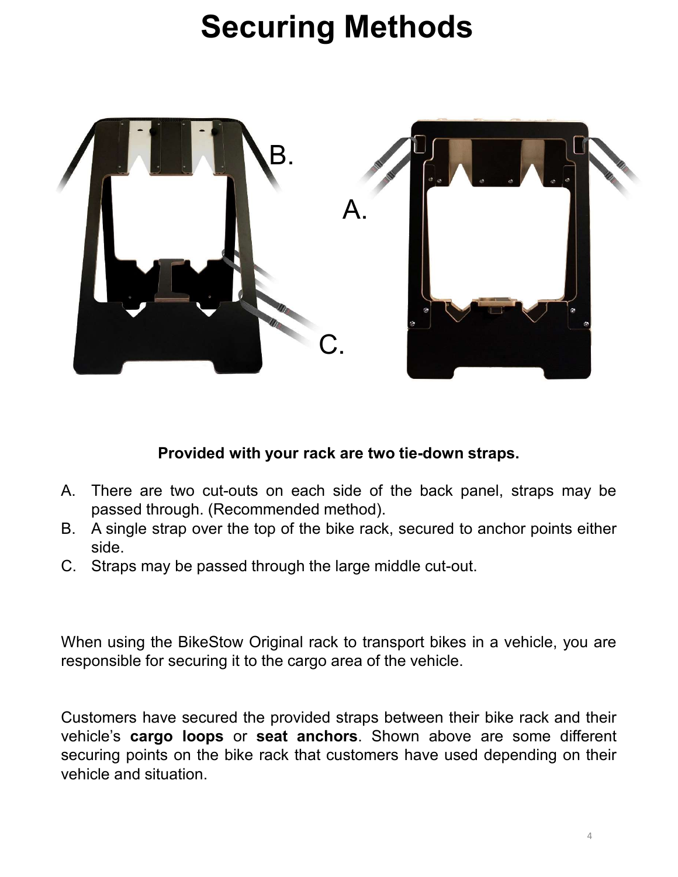# Securing Methods

**Provided with your rack are two tie-down straps.**

A. There are two cut-outs on each side of the back panel, straps may be passed through. (Recommended method).
B. A single strap over the top of the bike rack, secured to anchor points either side.
C. Straps may be passed through the large middle cut-out.

When using the BikeStow Original rack to transport bikes in a vehicle, you are responsible for securing it to the cargo area of the vehicle.

Customers have secured the provided straps between their bike rack and their vehicle's **cargo loops** or **seat anchors**. Shown above are some different securing points on the bike rack that customers have used depending on their vehicle and situation.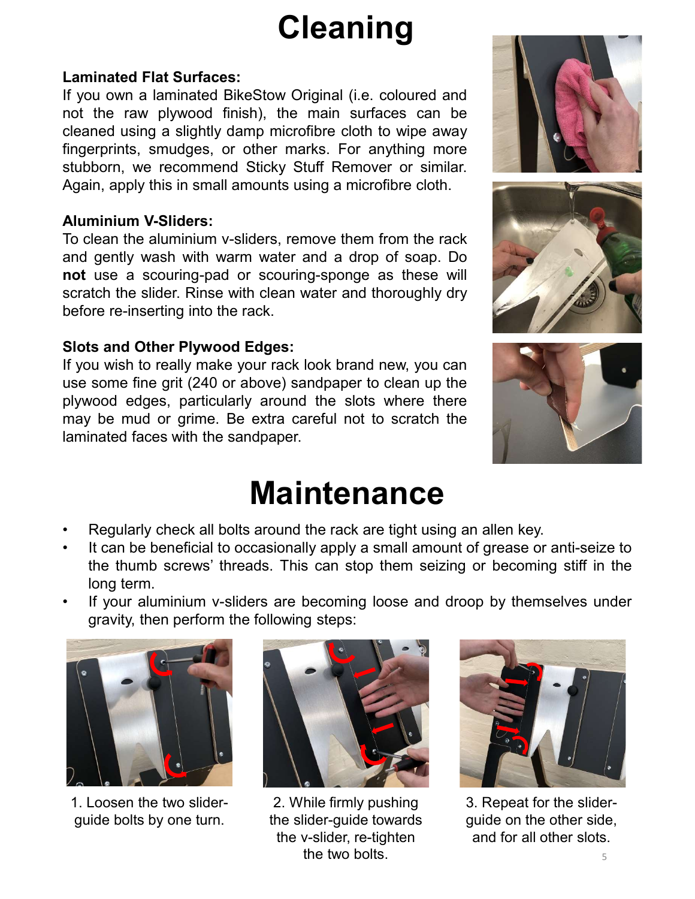# Cleaning

**Laminated Flat Surfaces:**
If you own a laminated BikeStow Original (i.e. coloured and not the raw plywood finish), the main surfaces can be cleaned using a slightly damp microfibre cloth to wipe away fingerprints, smudges, or other marks. For anything more stubborn, we recommend Sticky Stuff Remover or similar. Again, apply this in small amounts using a microfibre cloth.

**Aluminium V-Sliders:**
To clean the aluminium v-sliders, remove them from the rack and gently wash with warm water and a drop of soap. Do **not** use a scouring-pad or scouring-sponge as these will scratch the slider. Rinse with clean water and thoroughly dry before re-inserting into the rack.

**Slots and Other Plywood Edges:**
If you wish to really make your rack look brand new, you can use some fine grit (240 or above) sandpaper to clean up the plywood edges, particularly around the slots where there may be mud or grime. Be extra careful not to scratch the laminated faces with the sandpaper.

# Maintenance

- Regularly check all bolts around the rack are tight using an allen key.
- It can be beneficial to occasionally apply a small amount of grease or anti-seize to the thumb screws' threads. This can stop them seizing or becoming stiff in the long term.
- If your aluminium v-sliders are becoming loose and droop by themselves under gravity, then perform the following steps:

1. Loosen the two slider-guide bolts by one turn.

2. While firmly pushing the slider-guide towards the v-slider, re-tighten the two bolts.

3. Repeat for the slider-guide on the other side, and for all other slots.